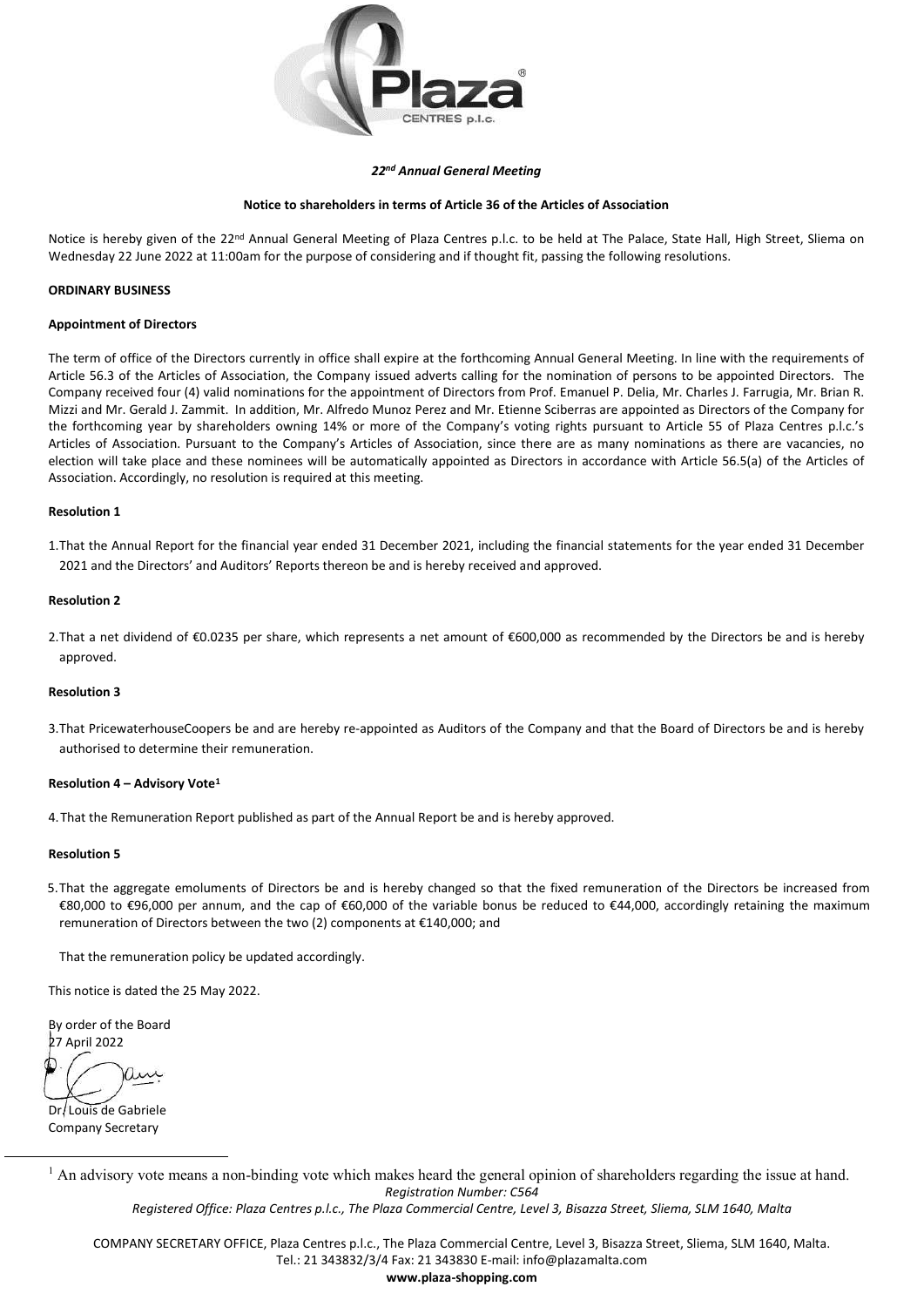## *22nd Annual General Meeting*

**Notice to shareholders in terms of Article 36 of the Articles of Association**

Notice is hereby given of the 22nd Annual General Meeting of Plaza Centres p.l.c. to be held at The Palace, State Hall, High Street, Sliema on Wednesday 22 June 2022 at 11:00am for the purpose of considering and if thought fit, passing the following resolutions.

**ORDINARY BUSINESS**

**Appointment of Directors**

The term of office of the Directors currently in office shall expire at the forthcoming Annual General Meeting. In line with the requirements of Article 56.3 of the Articles of Association, the Company issued adverts calling for the nomination of persons to be appointed Directors. The Company received four (4) valid nominations for the appointment of Directors from Prof. Emanuel P. Delia, Mr. Charles J. Farrugia, Mr. Brian R. Mizzi and Mr. Gerald J. Zammit. In addition, Mr. Alfredo Munoz Perez and Mr. Etienne Sciberras are appointed as Directors of the Company for the forthcoming year by shareholders owning 14% or more of the Company's voting rights pursuant to Article 55 of Plaza Centres p.l.c.'s Articles of Association. Pursuant to the Company's Articles of Association, since there are as many nominations as there are vacancies, no election will take place and these nominees will be automatically appointed as Directors in accordance with Article 56.5(a) of the Articles of Association. Accordingly, no resolution is required at this meeting.

**Resolution 1**

1. That the Annual Report for the financial year ended 31 December 2021, including the financial statements for the year ended 31 December 2021 and the Directors' and Auditors' Reports thereon be and is hereby received and approved.

**Resolution 2**

2. That a net dividend of €0.0235 per share, which represents a net amount of €600,000 as recommended by the Directors be and is hereby approved.

**Resolution 3**

3. That PricewaterhouseCoopers be and are hereby re-appointed as Auditors of the Company and that the Board of Directors be and is hereby authorised to determine their remuneration.

**Resolution 4 – Advisory Vote[1]**

4. That the Remuneration Report published as part of the Annual Report be and is hereby approved.

**Resolution 5**

5. That the aggregate emoluments of Directors be and is hereby changed so that the fixed remuneration of the Directors be increased from €80,000 to €96,000 per annum, and the cap of €60,000 of the variable bonus be reduced to €44,000, accordingly retaining the maximum remuneration of Directors between the two (2) components at €140,000; and

   That the remuneration policy be updated accordingly.

This notice is dated the 25 May 2022.

By order of the Board
27 April 2022

Dr. Louis de Gabriele
Company Secretary

[1] An advisory vote means a non-binding vote which makes heard the general opinion of shareholders regarding the issue at hand.

*Registration Number: C564*

*Registered Office: Plaza Centres p.l.c., The Plaza Commercial Centre, Level 3, Bisazza Street, Sliema, SLM 1640, Malta*

COMPANY SECRETARY OFFICE, Plaza Centres p.l.c., The Plaza Commercial Centre, Level 3, Bisazza Street, Sliema, SLM 1640, Malta.
Tel.: 21 343832/3/4 Fax: 21 343830 E-mail: info@plazamalta.com
**www.plaza-shopping.com**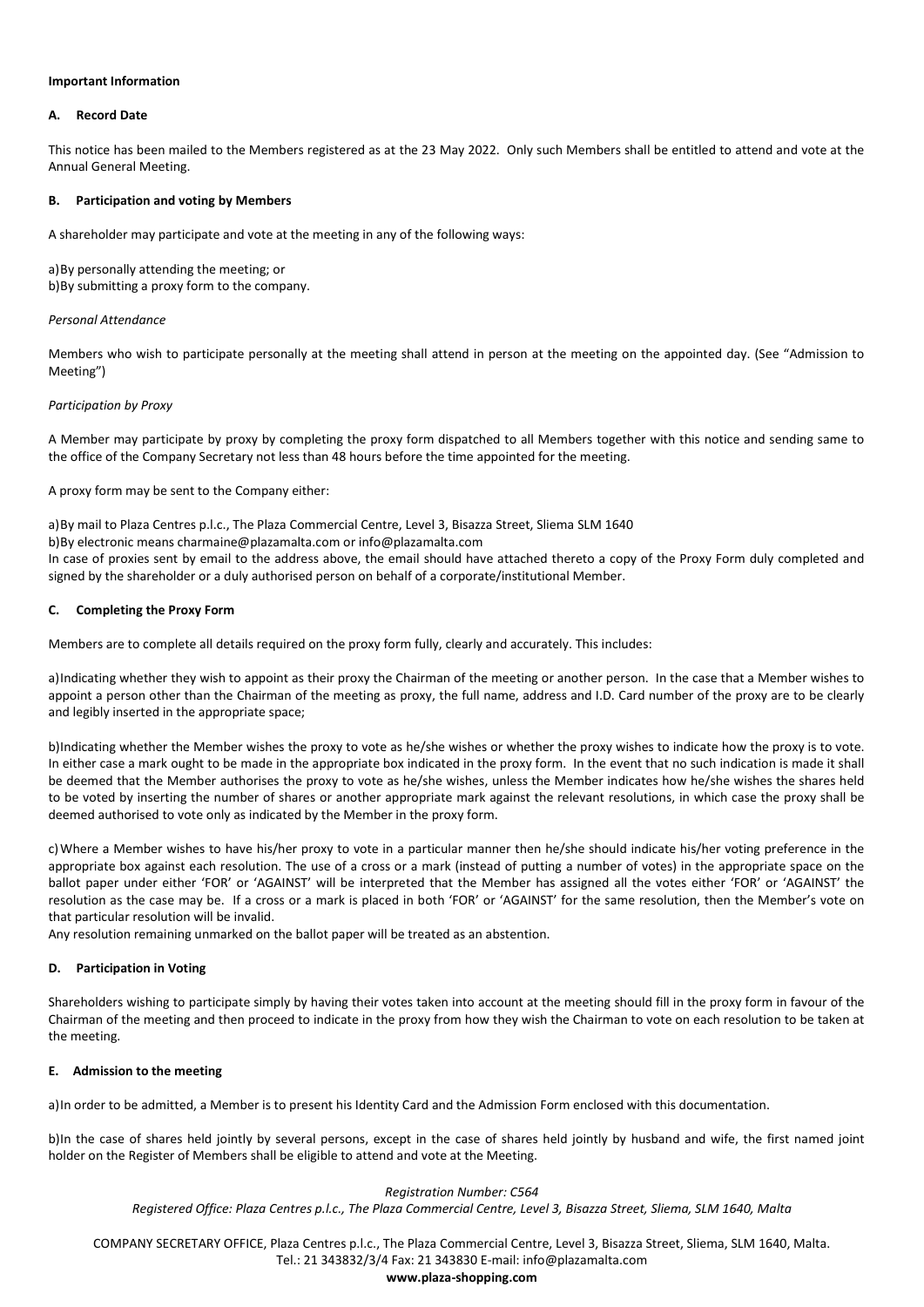**Important Information**

**A. Record Date**

This notice has been mailed to the Members registered as at the 23 May 2022. Only such Members shall be entitled to attend and vote at the Annual General Meeting.

**B. Participation and voting by Members**

A shareholder may participate and vote at the meeting in any of the following ways:

a) By personally attending the meeting; or
b) By submitting a proxy form to the company.

*Personal Attendance*

Members who wish to participate personally at the meeting shall attend in person at the meeting on the appointed day. (See "Admission to Meeting")

*Participation by Proxy*

A Member may participate by proxy by completing the proxy form dispatched to all Members together with this notice and sending same to the office of the Company Secretary not less than 48 hours before the time appointed for the meeting.

A proxy form may be sent to the Company either:

a) By mail to Plaza Centres p.l.c., The Plaza Commercial Centre, Level 3, Bisazza Street, Sliema SLM 1640
b) By electronic means charmaine@plazamalta.com or info@plazamalta.com
In case of proxies sent by email to the address above, the email should have attached thereto a copy of the Proxy Form duly completed and signed by the shareholder or a duly authorised person on behalf of a corporate/institutional Member.

**C. Completing the Proxy Form**

Members are to complete all details required on the proxy form fully, clearly and accurately. This includes:

a) Indicating whether they wish to appoint as their proxy the Chairman of the meeting or another person. In the case that a Member wishes to appoint a person other than the Chairman of the meeting as proxy, the full name, address and I.D. Card number of the proxy are to be clearly and legibly inserted in the appropriate space;

b) Indicating whether the Member wishes the proxy to vote as he/she wishes or whether the proxy wishes to indicate how the proxy is to vote. In either case a mark ought to be made in the appropriate box indicated in the proxy form. In the event that no such indication is made it shall be deemed that the Member authorises the proxy to vote as he/she wishes, unless the Member indicates how he/she wishes the shares held to be voted by inserting the number of shares or another appropriate mark against the relevant resolutions, in which case the proxy shall be deemed authorised to vote only as indicated by the Member in the proxy form.

c) Where a Member wishes to have his/her proxy to vote in a particular manner then he/she should indicate his/her voting preference in the appropriate box against each resolution. The use of a cross or a mark (instead of putting a number of votes) in the appropriate space on the ballot paper under either 'FOR' or 'AGAINST' will be interpreted that the Member has assigned all the votes either 'FOR' or 'AGAINST' the resolution as the case may be. If a cross or a mark is placed in both 'FOR' or 'AGAINST' for the same resolution, then the Member's vote on that particular resolution will be invalid.
Any resolution remaining unmarked on the ballot paper will be treated as an abstention.

**D. Participation in Voting**

Shareholders wishing to participate simply by having their votes taken into account at the meeting should fill in the proxy form in favour of the Chairman of the meeting and then proceed to indicate in the proxy from how they wish the Chairman to vote on each resolution to be taken at the meeting.

**E. Admission to the meeting**

a) In order to be admitted, a Member is to present his Identity Card and the Admission Form enclosed with this documentation.

b) In the case of shares held jointly by several persons, except in the case of shares held jointly by husband and wife, the first named joint holder on the Register of Members shall be eligible to attend and vote at the Meeting.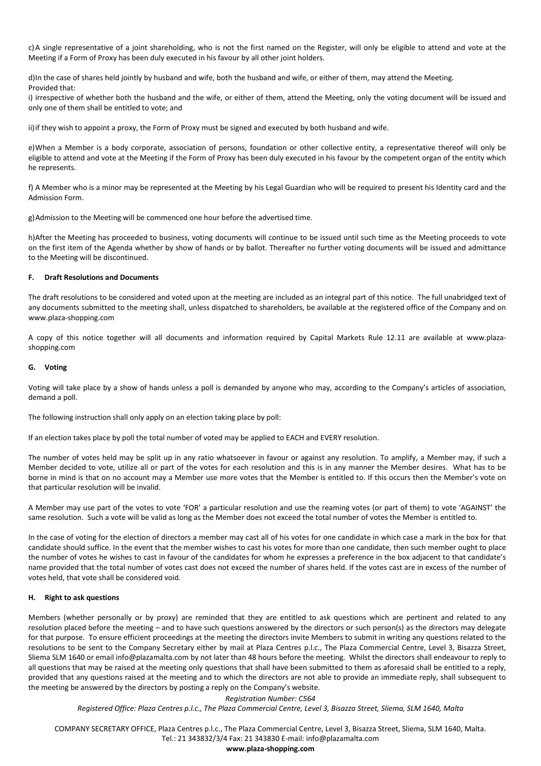c) A single representative of a joint shareholding, who is not the first named on the Register, will only be eligible to attend and vote at the Meeting if a Form of Proxy has been duly executed in his favour by all other joint holders.

d) In the case of shares held jointly by husband and wife, both the husband and wife, or either of them, may attend the Meeting. Provided that:

i) irrespective of whether both the husband and the wife, or either of them, attend the Meeting, only the voting document will be issued and only one of them shall be entitled to vote; and

ii) if they wish to appoint a proxy, the Form of Proxy must be signed and executed by both husband and wife.

e) When a Member is a body corporate, association of persons, foundation or other collective entity, a representative thereof will only be eligible to attend and vote at the Meeting if the Form of Proxy has been duly executed in his favour by the competent organ of the entity which he represents.

f) A Member who is a minor may be represented at the Meeting by his Legal Guardian who will be required to present his Identity card and the Admission Form.

g) Admission to the Meeting will be commenced one hour before the advertised time.

h) After the Meeting has proceeded to business, voting documents will continue to be issued until such time as the Meeting proceeds to vote on the first item of the Agenda whether by show of hands or by ballot. Thereafter no further voting documents will be issued and admittance to the Meeting will be discontinued.

#### F. Draft Resolutions and Documents

The draft resolutions to be considered and voted upon at the meeting are included as an integral part of this notice. The full unabridged text of any documents submitted to the meeting shall, unless dispatched to shareholders, be available at the registered office of the Company and on www.plaza-shopping.com

A copy of this notice together will all documents and information required by Capital Markets Rule 12.11 are available at www.plaza-shopping.com

#### G. Voting

Voting will take place by a show of hands unless a poll is demanded by anyone who may, according to the Company's articles of association, demand a poll.

The following instruction shall only apply on an election taking place by poll:

If an election takes place by poll the total number of voted may be applied to EACH and EVERY resolution.

The number of votes held may be split up in any ratio whatsoever in favour or against any resolution. To amplify, a Member may, if such a Member decided to vote, utilize all or part of the votes for each resolution and this is in any manner the Member desires. What has to be borne in mind is that on no account may a Member use more votes that the Member is entitled to. If this occurs then the Member's vote on that particular resolution will be invalid.

A Member may use part of the votes to vote 'FOR' a particular resolution and use the reaming votes (or part of them) to vote 'AGAINST' the same resolution. Such a vote will be valid as long as the Member does not exceed the total number of votes the Member is entitled to.

In the case of voting for the election of directors a member may cast all of his votes for one candidate in which case a mark in the box for that candidate should suffice. In the event that the member wishes to cast his votes for more than one candidate, then such member ought to place the number of votes he wishes to cast in favour of the candidates for whom he expresses a preference in the box adjacent to that candidate's name provided that the total number of votes cast does not exceed the number of shares held. If the votes cast are in excess of the number of votes held, that vote shall be considered void.

#### H. Right to ask questions

Members (whether personally or by proxy) are reminded that they are entitled to ask questions which are pertinent and related to any resolution placed before the meeting – and to have such questions answered by the directors or such person(s) as the directors may delegate for that purpose. To ensure efficient proceedings at the meeting the directors invite Members to submit in writing any questions related to the resolutions to be sent to the Company Secretary either by mail at Plaza Centres p.l.c., The Plaza Commercial Centre, Level 3, Bisazza Street, Sliema SLM 1640 or email info@plazamalta.com by not later than 48 hours before the meeting. Whilst the directors shall endeavour to reply to all questions that may be raised at the meeting only questions that shall have been submitted to them as aforesaid shall be entitled to a reply, provided that any questions raised at the meeting and to which the directors are not able to provide an immediate reply, shall subsequent to the meeting be answered by the directors by posting a reply on the Company's website.

*Registration Number: C564*

*Registered Office: Plaza Centres p.l.c., The Plaza Commercial Centre, Level 3, Bisazza Street, Sliema, SLM 1640, Malta*

COMPANY SECRETARY OFFICE, Plaza Centres p.l.c., The Plaza Commercial Centre, Level 3, Bisazza Street, Sliema, SLM 1640, Malta.
Tel.: 21 343832/3/4 Fax: 21 343830 E-mail: info@plazamalta.com
**www.plaza-shopping.com**